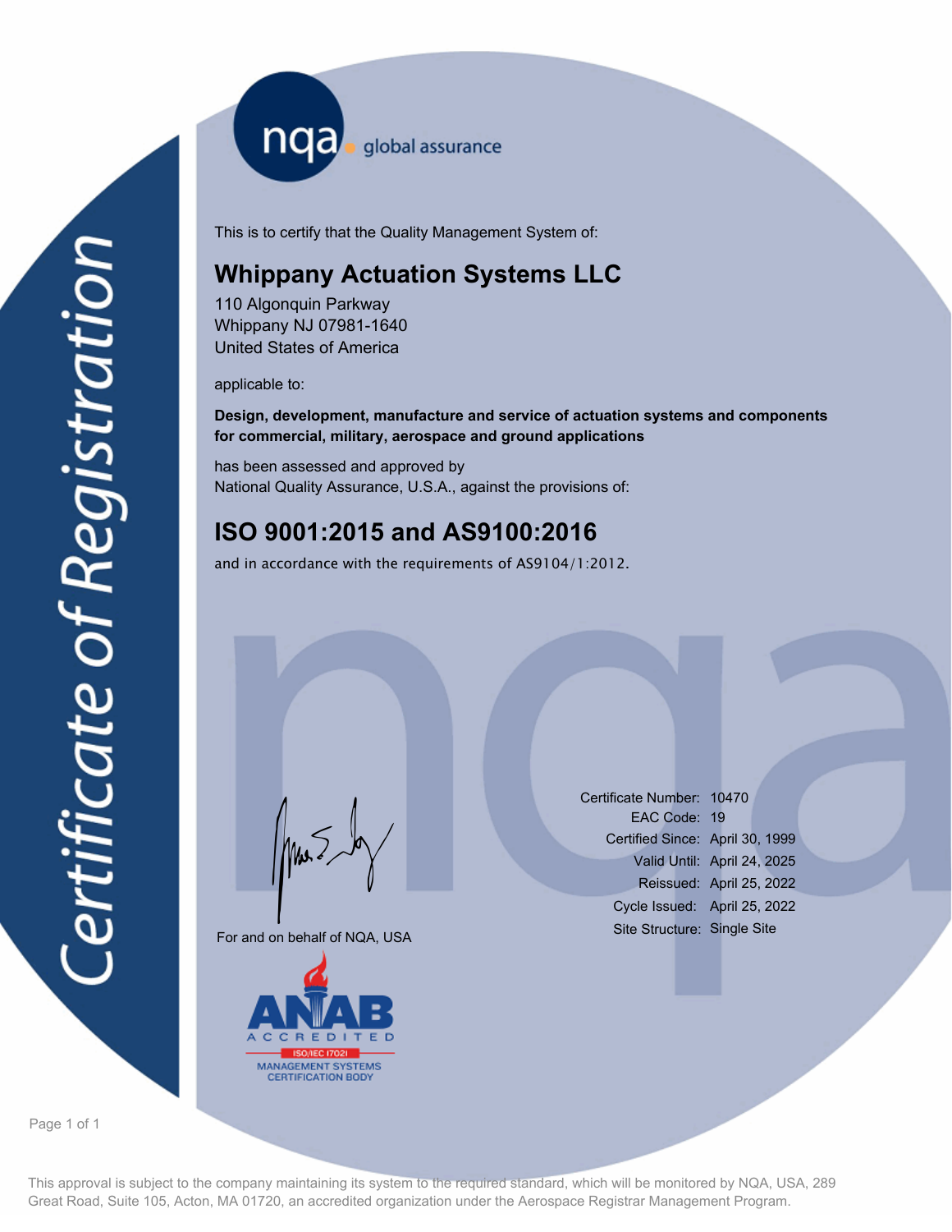nqa global assurance

# Certificate of Registration

This is to certify that the Quality Management System of:

## Whippany Actuation Systems LLC

110 Algonquin Parkway
Whippany NJ 07981-1640
United States of America

applicable to:

**Design, development, manufacture and service of actuation systems and components for commercial, military, aerospace and ground applications**

has been assessed and approved by
National Quality Assurance, U.S.A., against the provisions of:

## ISO 9001:2015 and AS9100:2016

and in accordance with the requirements of AS9104/1:2012.

For and on behalf of NQA, USA

| | |
|---|---|
| Certificate Number: | 10470 |
| EAC Code: | 19 |
| Certified Since: | April 30, 1999 |
| Valid Until: | April 24, 2025 |
| Reissued: | April 25, 2022 |
| Cycle Issued: | April 25, 2022 |
| Site Structure: | Single Site |

ANAB ACCREDITED ISO/IEC 17021 MANAGEMENT SYSTEMS CERTIFICATION BODY

This approval is subject to the company maintaining its system to the required standard, which will be monitored by NQA, USA, 289 Great Road, Suite 105, Acton, MA 01720, an accredited organization under the Aerospace Registrar Management Program.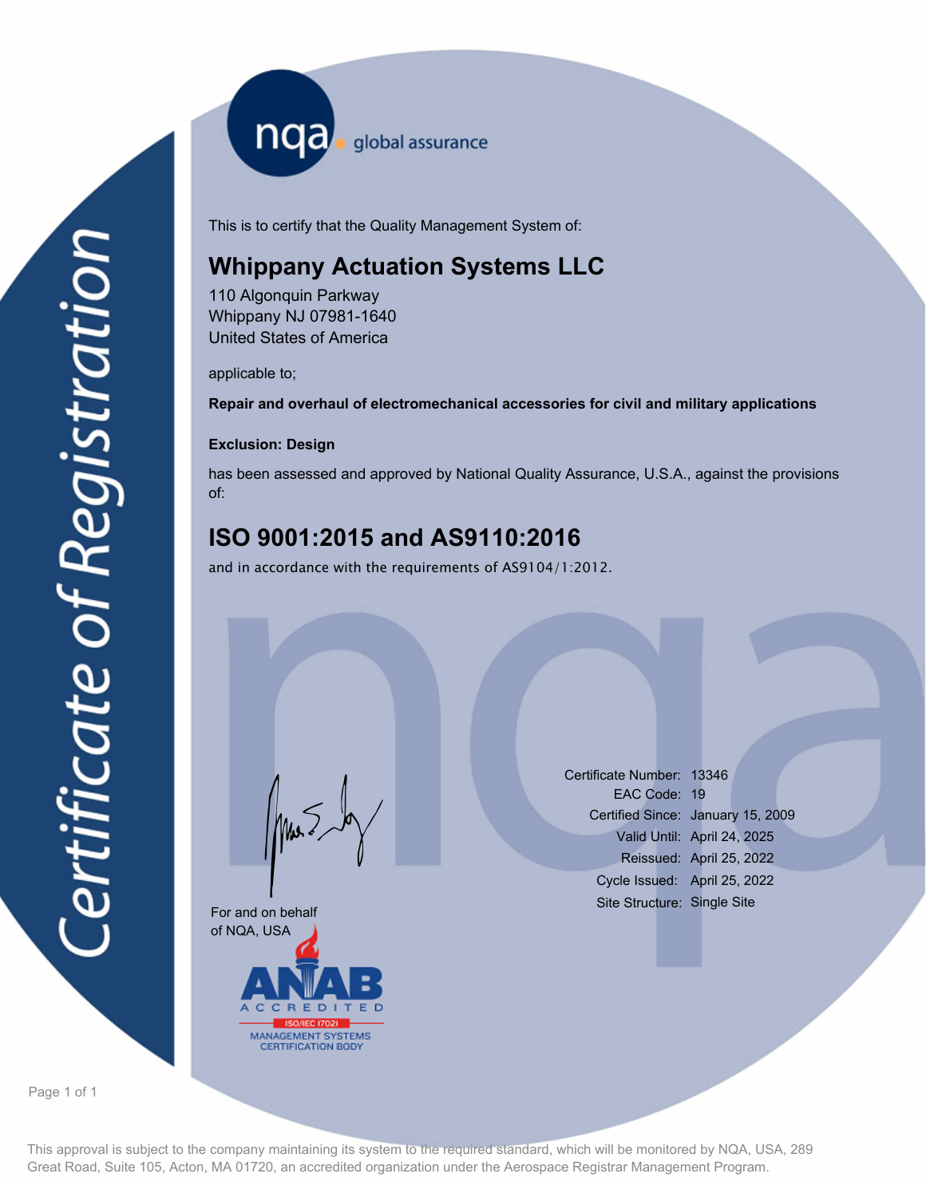nqa global assurance

# Certificate of Registration

This is to certify that the Quality Management System of:

## Whippany Actuation Systems LLC

110 Algonquin Parkway
Whippany NJ 07981-1640
United States of America

applicable to;

**Repair and overhaul of electromechanical accessories for civil and military applications**

**Exclusion: Design**

has been assessed and approved by National Quality Assurance, U.S.A., against the provisions of:

## ISO 9001:2015 and AS9110:2016

and in accordance with the requirements of AS9104/1:2012.

For and on behalf of NQA, USA

ANAB ACCREDITED ISO/IEC 17021 MANAGEMENT SYSTEMS CERTIFICATION BODY

| | |
|---|---|
| Certificate Number: | 13346 |
| EAC Code: | 19 |
| Certified Since: | January 15, 2009 |
| Valid Until: | April 24, 2025 |
| Reissued: | April 25, 2022 |
| Cycle Issued: | April 25, 2022 |
| Site Structure: | Single Site |

This approval is subject to the company maintaining its system to the required standard, which will be monitored by NQA, USA, 289 Great Road, Suite 105, Acton, MA 01720, an accredited organization under the Aerospace Registrar Management Program.